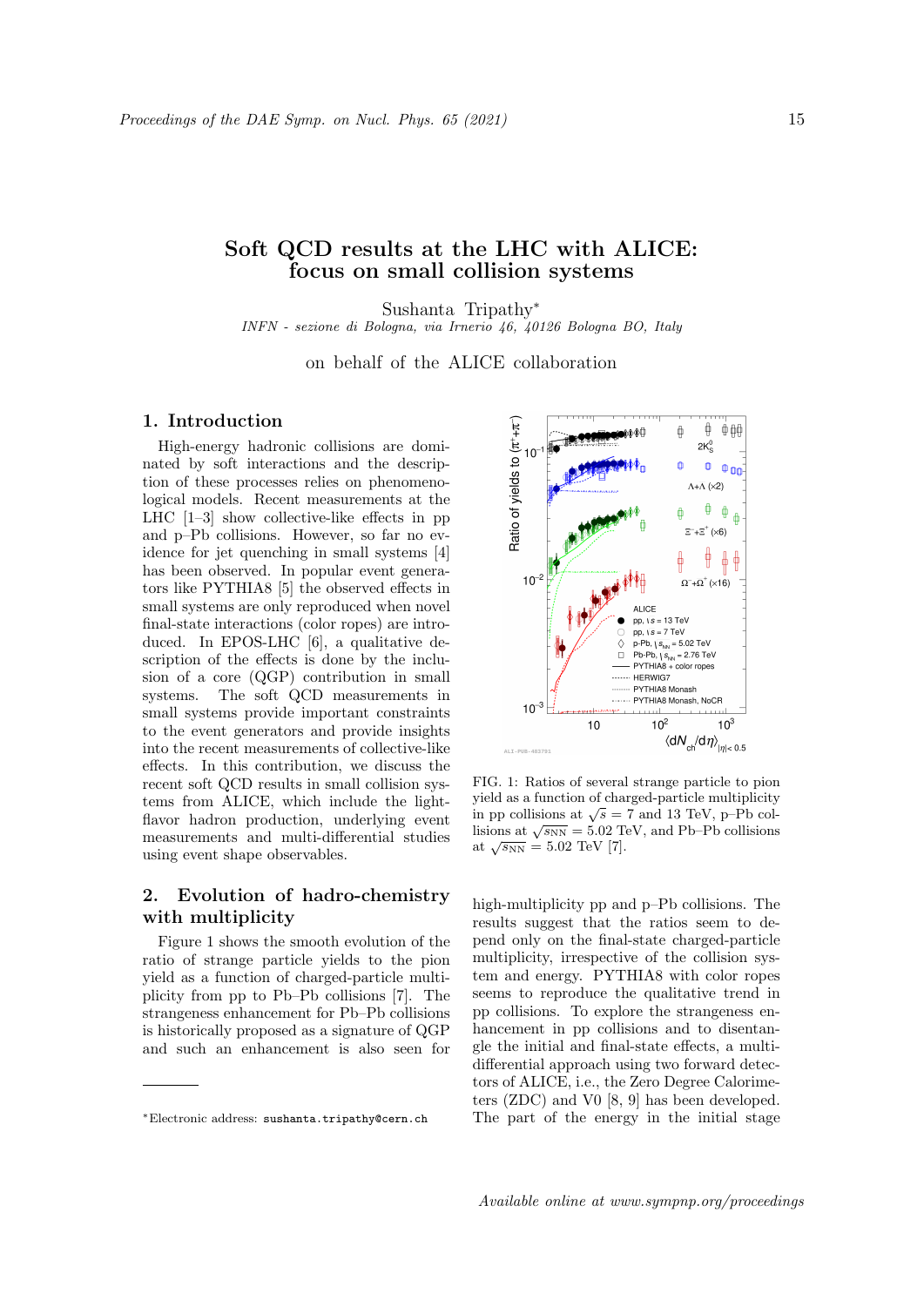# Soft QCD results at the LHC with ALICE: focus on small collision systems

Sushanta Tripathy*

*INFN - sezione di Bologna, via Irnerio 46, 40126 Bologna BO, Italy*

on behalf of the ALICE collaboration

## 1. Introduction

High-energy hadronic collisions are dominated by soft interactions and the description of these processes relies on phenomenological models. Recent measurements at the LHC [1–3] show collective-like effects in pp and p–Pb collisions. However, so far no evidence for jet quenching in small systems [4] has been observed. In popular event generators like PYTHIA8 [5] the observed effects in small systems are only reproduced when novel final-state interactions (color ropes) are introduced. In EPOS-LHC [6], a qualitative description of the effects is done by the inclusion of a core (QGP) contribution in small systems. The soft QCD measurements in small systems provide important constraints to the event generators and provide insights into the recent measurements of collective-like effects. In this contribution, we discuss the recent soft QCD results in small collision systems from ALICE, which include the light-flavor hadron production, underlying event measurements and multi-differential studies using event shape observables.

## 2. Evolution of hadro-chemistry with multiplicity

Figure 1 shows the smooth evolution of the ratio of strange particle yields to the pion yield as a function of charged-particle multiplicity from pp to Pb–Pb collisions [7]. The strangeness enhancement for Pb–Pb collisions is historically proposed as a signature of QGP and such an enhancement is also seen for high-multiplicity pp and p–Pb collisions. The results suggest that the ratios seem to depend only on the final-state charged-particle multiplicity, irrespective of the collision system and energy. PYTHIA8 with color ropes seems to reproduce the qualitative trend in pp collisions. To explore the strangeness enhancement in pp collisions and to disentangle the initial and final-state effects, a multi-differential approach using two forward detectors of ALICE, i.e., the Zero Degree Calorimeters (ZDC) and V0 [8, 9] has been developed. The part of the energy in the initial stage

FIG. 1: Ratios of several strange particle to pion yield as a function of charged-particle multiplicity in pp collisions at $\sqrt{s}$ = 7 and 13 TeV, p–Pb collisions at $\sqrt{s_{\rm NN}}$ = 5.02 TeV, and Pb–Pb collisions at $\sqrt{s_{\rm NN}}$ = 5.02 TeV [7].

---

*Electronic address: sushanta.tripathy@cern.ch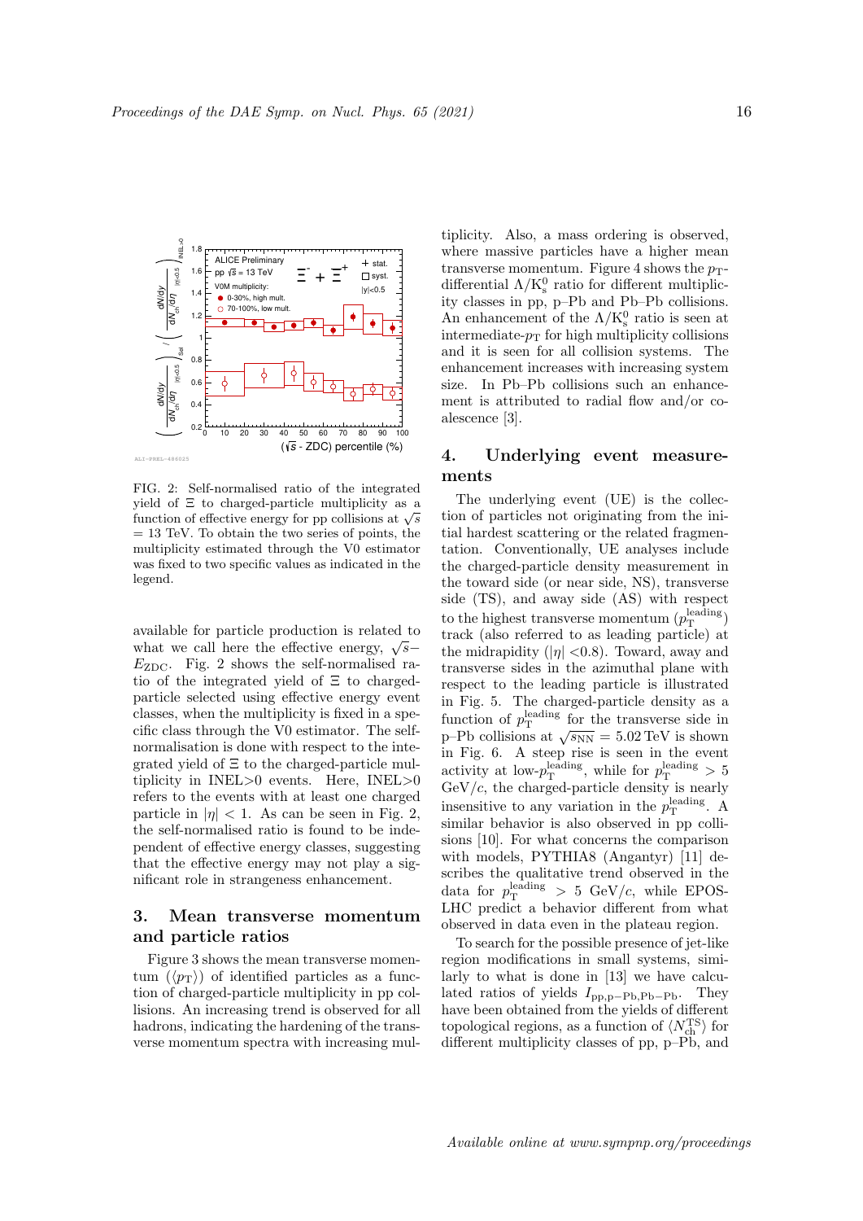ALICE Preliminary

pp $\sqrt{s}$ = 13 TeV

$\Xi^- + \bar{\Xi}^+$

V0M multiplicity:

0-30%, high mult.

70-100%, low mult.

+ stat.

□ syst.

|y|<0.5

$\left(\frac{dN/dy}{dN_{ch}/d\eta}\Big|_{|\eta|<0.5}\right)_{Sel} / \left(\frac{dN/dy}{dN_{ch}/d\eta}\Big|_{|\eta|<0.5}\right)_{INEL>0}$

($\sqrt{s}$ - ZDC) percentile (%)

ALI-PREL-486025

FIG. 2: Self-normalised ratio of the integrated yield of Ξ to charged-particle multiplicity as a function of effective energy for pp collisions at $\sqrt{s}$ = 13 TeV. To obtain the two series of points, the multiplicity estimated through the V0 estimator was fixed to two specific values as indicated in the legend.

available for particle production is related to what we call here the effective energy, $\sqrt{s} - E_{\rm ZDC}$. Fig. 2 shows the self-normalised ratio of the integrated yield of Ξ to charged-particle selected using effective energy event classes, when the multiplicity is fixed in a specific class through the V0 estimator. The self-normalisation is done with respect to the integrated yield of Ξ to the charged-particle multiplicity in INEL>0 events. Here, INEL>0 refers to the events with at least one charged particle in $|\eta| < 1$. As can be seen in Fig. 2, the self-normalised ratio is found to be independent of effective energy classes, suggesting that the effective energy may not play a significant role in strangeness enhancement.

## 3. Mean transverse momentum and particle ratios

Figure 3 shows the mean transverse momentum ($\langle p_{\rm T}\rangle$) of identified particles as a function of charged-particle multiplicity in pp collisions. An increasing trend is observed for all hadrons, indicating the hardening of the transverse momentum spectra with increasing multiplicity. Also, a mass ordering is observed, where massive particles have a higher mean transverse momentum. Figure 4 shows the $p_{\rm T}$-differential $\Lambda/{\rm K^0_s}$ ratio for different multiplicity classes in pp, p–Pb and Pb–Pb collisions. An enhancement of the $\Lambda/{\rm K^0_s}$ ratio is seen at intermediate-$p_{\rm T}$ for high multiplicity collisions and it is seen for all collision systems. The enhancement increases with increasing system size. In Pb–Pb collisions such an enhancement is attributed to radial flow and/or coalescence [3].

## 4. Underlying event measurements

The underlying event (UE) is the collection of particles not originating from the initial hardest scattering or the related fragmentation. Conventionally, UE analyses include the charged-particle density measurement in the toward side (or near side, NS), transverse side (TS), and away side (AS) with respect to the highest transverse momentum ($p_{\rm T}^{\rm leading}$) track (also referred to as leading particle) at the midrapidity ($|\eta| <0.8$). Toward, away and transverse sides in the azimuthal plane with respect to the leading particle is illustrated in Fig. 5. The charged-particle density as a function of $p_{\rm T}^{\rm leading}$ for the transverse side in p–Pb collisions at $\sqrt{s_{\rm NN}}$ = 5.02 TeV is shown in Fig. 6. A steep rise is seen in the event activity at low-$p_{\rm T}^{\rm leading}$, while for $p_{\rm T}^{\rm leading} > 5$ GeV/$c$, the charged-particle density is nearly insensitive to any variation in the $p_{\rm T}^{\rm leading}$. A similar behavior is also observed in pp collisions [10]. For what concerns the comparison with models, PYTHIA8 (Angantyr) [11] describes the qualitative trend observed in the data for $p_{\rm T}^{\rm leading} > 5$ GeV/$c$, while EPOS-LHC predict a behavior different from what observed in data even in the plateau region.

To search for the possible presence of jet-like region modifications in small systems, similarly to what is done in [13] we have calculated ratios of yields $I_{\rm pp,p-Pb,Pb-Pb}$. They have been obtained from the yields of different topological regions, as a function of $\langle N_{\rm ch}^{\rm TS}\rangle$ for different multiplicity classes of pp, p–Pb, and